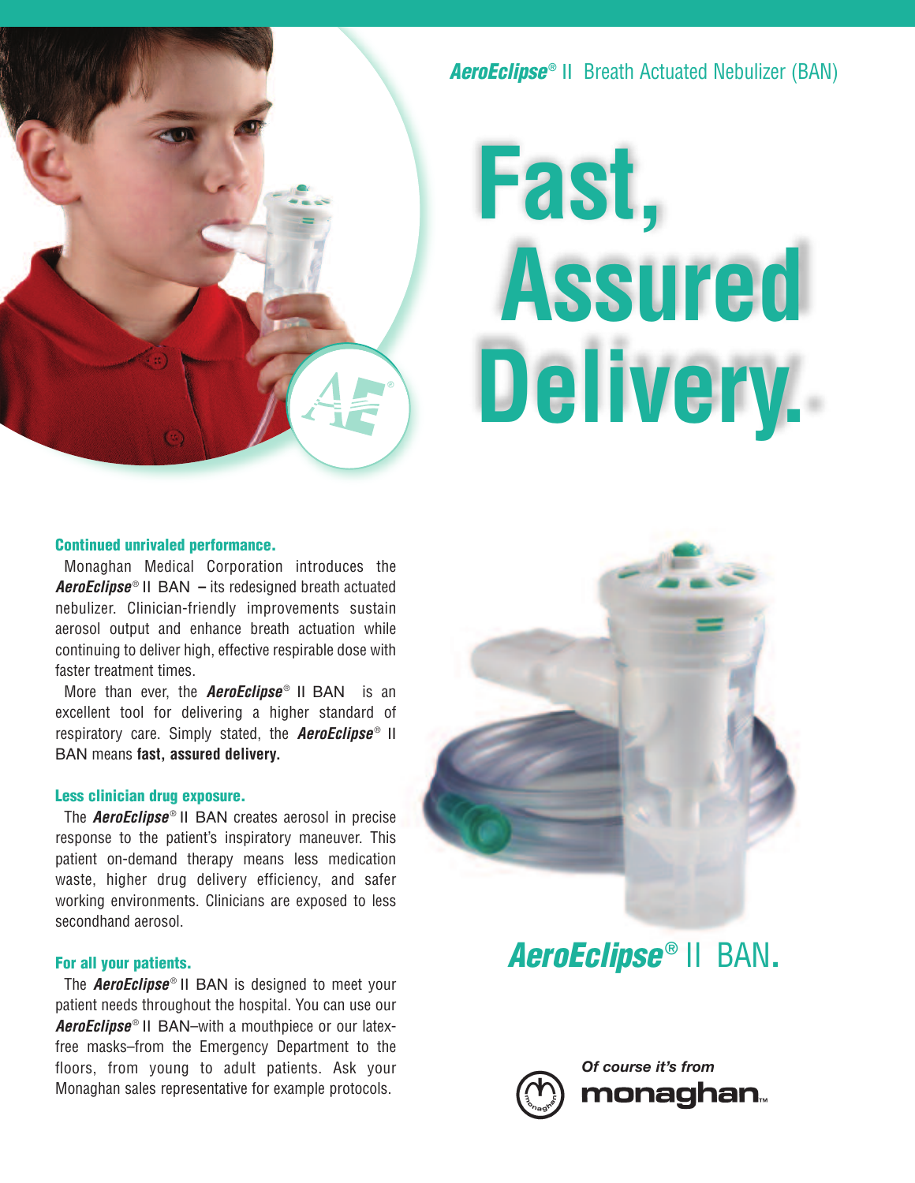***AeroEclipse*® II Breath Actuated Nebulizer (BAN)**

# Fast, Assured Delivery.

### Continued unrivaled performance.

Monaghan Medical Corporation introduces the ***AeroEclipse*®** II BAN – its redesigned breath actuated nebulizer. Clinician-friendly improvements sustain aerosol output and enhance breath actuation while continuing to deliver high, effective respirable dose with faster treatment times.

More than ever, the ***AeroEclipse*®** II BAN is an excellent tool for delivering a higher standard of respiratory care. Simply stated, the ***AeroEclipse*®** II BAN means **fast, assured delivery.**

### Less clinician drug exposure.

The ***AeroEclipse*®** II BAN creates aerosol in precise response to the patient's inspiratory maneuver. This patient on-demand therapy means less medication waste, higher drug delivery efficiency, and safer working environments. Clinicians are exposed to less secondhand aerosol.

### For all your patients.

The ***AeroEclipse*®** II BAN is designed to meet your patient needs throughout the hospital. You can use our ***AeroEclipse*®** II BAN–with a mouthpiece or our latex-free masks–from the Emergency Department to the floors, from young to adult patients. Ask your Monaghan sales representative for example protocols.

## ***AeroEclipse*®** II BAN.

*Of course it's from* **monaghan**™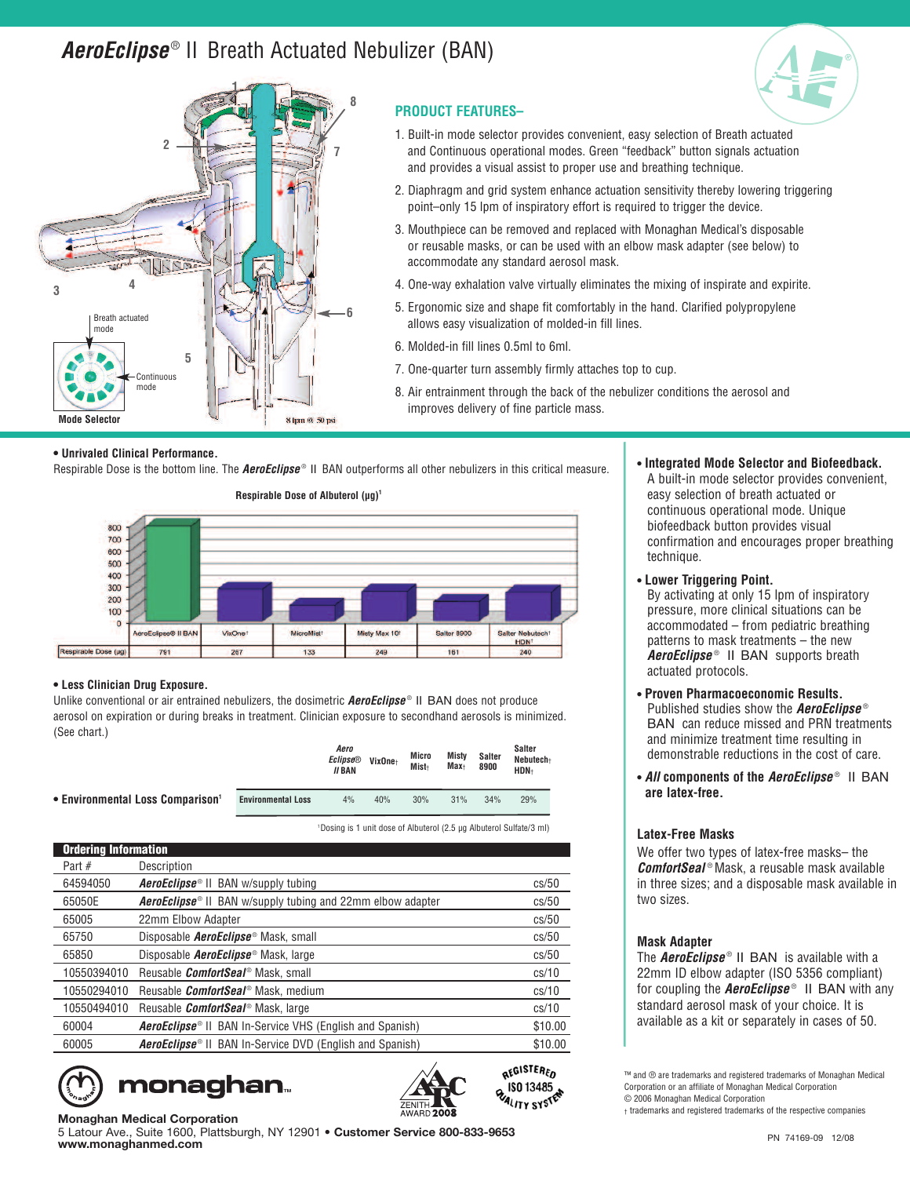# ***AeroEclipse***® II Breath Actuated Nebulizer (BAN)

1
2
3
4
5
6
7
8

Breath actuated mode

Continuous mode

Mode Selector

8 lpm @ 50 psi

## PRODUCT FEATURES–

1. Built-in mode selector provides convenient, easy selection of Breath actuated and Continuous operational modes. Green "feedback" button signals actuation and provides a visual assist to proper use and breathing technique.
2. Diaphragm and grid system enhance actuation sensitivity thereby lowering triggering point–only 15 lpm of inspiratory effort is required to trigger the device.
3. Mouthpiece can be removed and replaced with Monaghan Medical's disposable or reusable masks, or can be used with an elbow mask adapter (see below) to accommodate any standard aerosol mask.
4. One-way exhalation valve virtually eliminates the mixing of inspirate and expirite.
5. Ergonomic size and shape fit comfortably in the hand. Clarified polypropylene allows easy visualization of molded-in fill lines.
6. Molded-in fill lines 0.5ml to 6ml.
7. One-quarter turn assembly firmly attaches top to cup.
8. Air entrainment through the back of the nebulizer conditions the aerosol and improves delivery of fine particle mass.

**• Unrivaled Clinical Performance.**
Respirable Dose is the bottom line. The ***AeroEclipse***® II BAN outperforms all other nebulizers in this critical measure.

**Respirable Dose of Albuterol (µg)**[1]

800
700
600
500
400
300
200
100
0

AeroEclipse® II BAN
VixOne†
MicroMist†
Misty Max 10†
Salter 8900
Salter Nebutech† HDN†

Respirable Dose (µg)
791
267
133
249
161
240

**• Less Clinician Drug Exposure.**
Unlike conventional or air entrained nebulizers, the dosimetric ***AeroEclipse***® II BAN does not produce aerosol on expiration or during breaks in treatment. Clinician exposure to secondhand aerosols is minimized. (See chart.)

**• Environmental Loss Comparison**[1]

| | *Aero Eclipse*® *II* BAN | VixOne† | Micro Mist† | Misty Max† | Salter 8900 | Salter Nebutech† HDN† |
|---|---|---|---|---|---|---|
| Environmental Loss | 4% | 40% | 30% | 31% | 34% | 29% |

[1]Dosing is 1 unit dose of Albuterol (2.5 µg Albuterol Sulfate/3 ml)

**Ordering Information**

| Part # | Description | |
|---|---|---|
| 64594050 | ***AeroEclipse***® II BAN w/supply tubing | cs/50 |
| 65050E | ***AeroEclipse***® II BAN w/supply tubing and 22mm elbow adapter | cs/50 |
| 65005 | 22mm Elbow Adapter | cs/50 |
| 65750 | Disposable ***AeroEclipse***® Mask, small | cs/50 |
| 65850 | Disposable ***AeroEclipse***® Mask, large | cs/50 |
| 10550394010 | Reusable ***ComfortSeal***® Mask, small | cs/10 |
| 10550294010 | Reusable ***ComfortSeal***® Mask, medium | cs/10 |
| 10550494010 | Reusable ***ComfortSeal***® Mask, large | cs/10 |
| 60004 | ***AeroEclipse***® II BAN In-Service VHS (English and Spanish) | $10.00 |
| 60005 | ***AeroEclipse***® II BAN In-Service DVD (English and Spanish) | $10.00 |

**• Integrated Mode Selector and Biofeedback.**
A built-in mode selector provides convenient, easy selection of breath actuated or continuous operational mode. Unique biofeedback button provides visual confirmation and encourages proper breathing technique.

**• Lower Triggering Point.**
By activating at only 15 lpm of inspiratory pressure, more clinical situations can be accommodated – from pediatric breathing patterns to mask treatments – the new ***AeroEclipse***® II BAN supports breath actuated protocols.

**• Proven Pharmacoeconomic Results.**
Published studies show the ***AeroEclipse***® BAN can reduce missed and PRN treatments and minimize treatment time resulting in demonstrable reductions in the cost of care.

**• *All* components of the *AeroEclipse*® II BAN are latex-free.**

### Latex-Free Masks

We offer two types of latex-free masks– the ***ComfortSeal***® Mask, a reusable mask available in three sizes; and a disposable mask available in two sizes.

### Mask Adapter

The ***AeroEclipse***® II BAN is available with a 22mm ID elbow adapter (ISO 5356 compliant) for coupling the ***AeroEclipse***® II BAN with any standard aerosol mask of your choice. It is available as a kit or separately in cases of 50.

monaghan™

ZENITH AWARD 2008

REGISTERED ISO 13485 QUALITY SYSTEM

**Monaghan Medical Corporation**
5 Latour Ave., Suite 1600, Plattsburgh, NY 12901 • **Customer Service 800-833-9653**
**www.monaghanmed.com**

™ and ® are trademarks and registered trademarks of Monaghan Medical Corporation or an affiliate of Monaghan Medical Corporation
© 2006 Monaghan Medical Corporation
† trademarks and registered trademarks of the respective companies

PN 74169-09 12/08